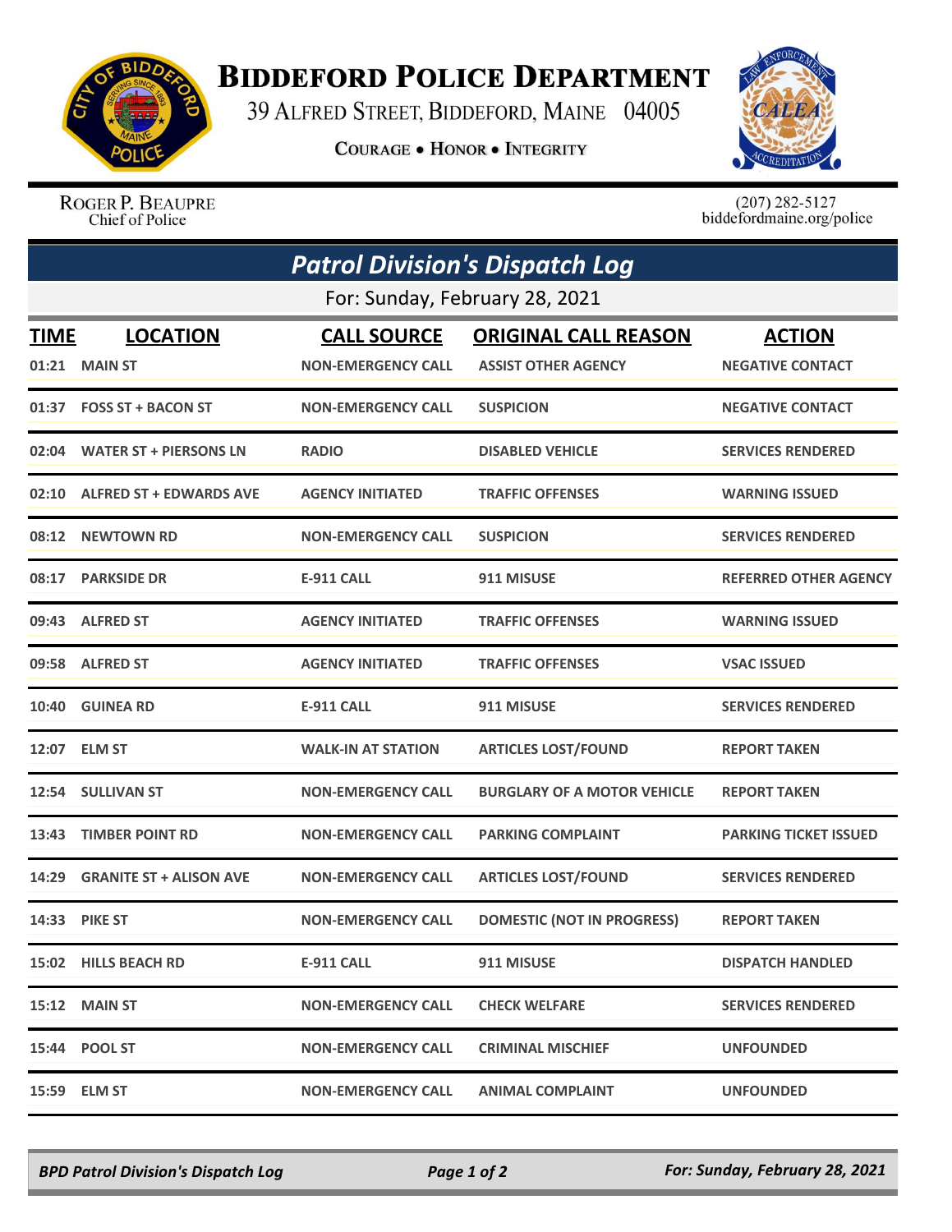# BIDDEFORD POLICE DEPARTMENT

39 ALFRED STREET, BIDDEFORD, MAINE 04005

COURAGE • HONOR • INTEGRITY

ROGER P. BEAUPRE
Chief of Police

(207) 282-5127
biddefordmaine.org/police

## *Patrol Division's Dispatch Log*

For: Sunday, February 28, 2021

| TIME | LOCATION | CALL SOURCE | ORIGINAL CALL REASON | ACTION |
|---|---|---|---|---|
| 01:21 | MAIN ST | NON-EMERGENCY CALL | ASSIST OTHER AGENCY | NEGATIVE CONTACT |
| 01:37 | FOSS ST + BACON ST | NON-EMERGENCY CALL | SUSPICION | NEGATIVE CONTACT |
| 02:04 | WATER ST + PIERSONS LN | RADIO | DISABLED VEHICLE | SERVICES RENDERED |
| 02:10 | ALFRED ST + EDWARDS AVE | AGENCY INITIATED | TRAFFIC OFFENSES | WARNING ISSUED |
| 08:12 | NEWTOWN RD | NON-EMERGENCY CALL | SUSPICION | SERVICES RENDERED |
| 08:17 | PARKSIDE DR | E-911 CALL | 911 MISUSE | REFERRED OTHER AGENCY |
| 09:43 | ALFRED ST | AGENCY INITIATED | TRAFFIC OFFENSES | WARNING ISSUED |
| 09:58 | ALFRED ST | AGENCY INITIATED | TRAFFIC OFFENSES | VSAC ISSUED |
| 10:40 | GUINEA RD | E-911 CALL | 911 MISUSE | SERVICES RENDERED |
| 12:07 | ELM ST | WALK-IN AT STATION | ARTICLES LOST/FOUND | REPORT TAKEN |
| 12:54 | SULLIVAN ST | NON-EMERGENCY CALL | BURGLARY OF A MOTOR VEHICLE | REPORT TAKEN |
| 13:43 | TIMBER POINT RD | NON-EMERGENCY CALL | PARKING COMPLAINT | PARKING TICKET ISSUED |
| 14:29 | GRANITE ST + ALISON AVE | NON-EMERGENCY CALL | ARTICLES LOST/FOUND | SERVICES RENDERED |
| 14:33 | PIKE ST | NON-EMERGENCY CALL | DOMESTIC (NOT IN PROGRESS) | REPORT TAKEN |
| 15:02 | HILLS BEACH RD | E-911 CALL | 911 MISUSE | DISPATCH HANDLED |
| 15:12 | MAIN ST | NON-EMERGENCY CALL | CHECK WELFARE | SERVICES RENDERED |
| 15:44 | POOL ST | NON-EMERGENCY CALL | CRIMINAL MISCHIEF | UNFOUNDED |
| 15:59 | ELM ST | NON-EMERGENCY CALL | ANIMAL COMPLAINT | UNFOUNDED |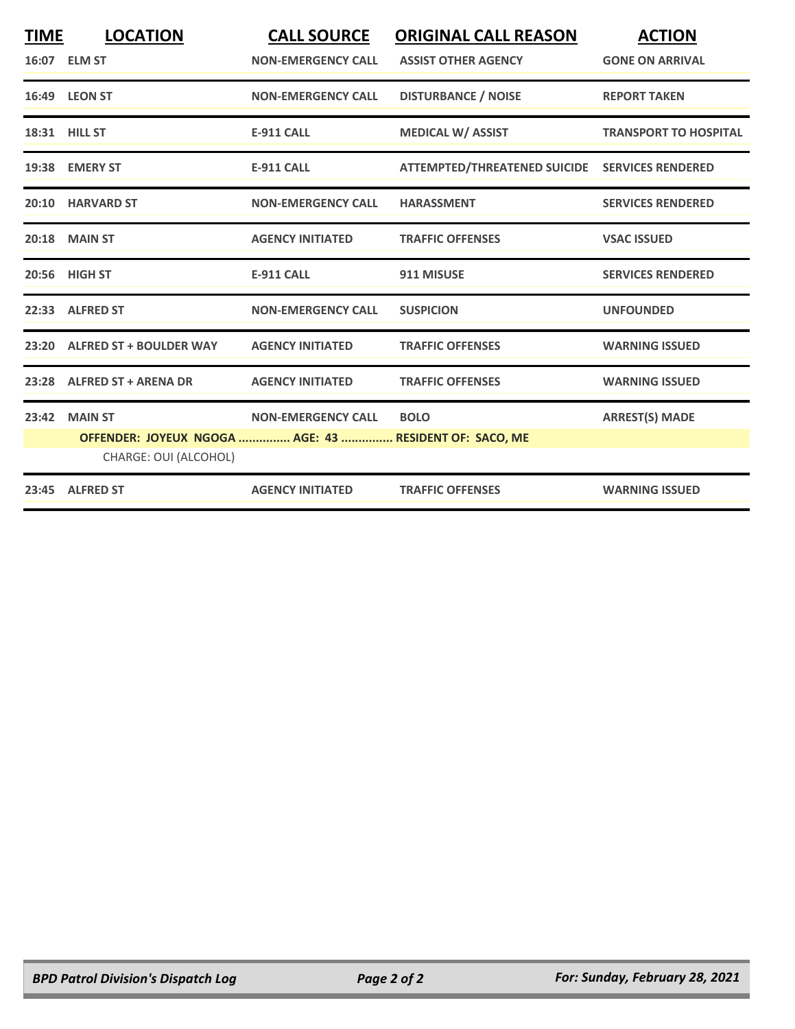| TIME | LOCATION | CALL SOURCE | ORIGINAL CALL REASON | ACTION |
| --- | --- | --- | --- | --- |
| 16:07 | ELM ST | NON-EMERGENCY CALL | ASSIST OTHER AGENCY | GONE ON ARRIVAL |
| 16:49 | LEON ST | NON-EMERGENCY CALL | DISTURBANCE / NOISE | REPORT TAKEN |
| 18:31 | HILL ST | E-911 CALL | MEDICAL W/ ASSIST | TRANSPORT TO HOSPITAL |
| 19:38 | EMERY ST | E-911 CALL | ATTEMPTED/THREATENED SUICIDE | SERVICES RENDERED |
| 20:10 | HARVARD ST | NON-EMERGENCY CALL | HARASSMENT | SERVICES RENDERED |
| 20:18 | MAIN ST | AGENCY INITIATED | TRAFFIC OFFENSES | VSAC ISSUED |
| 20:56 | HIGH ST | E-911 CALL | 911 MISUSE | SERVICES RENDERED |
| 22:33 | ALFRED ST | NON-EMERGENCY CALL | SUSPICION | UNFOUNDED |
| 23:20 | ALFRED ST + BOULDER WAY | AGENCY INITIATED | TRAFFIC OFFENSES | WARNING ISSUED |
| 23:28 | ALFRED ST + ARENA DR | AGENCY INITIATED | TRAFFIC OFFENSES | WARNING ISSUED |
| 23:42 | MAIN ST | NON-EMERGENCY CALL | BOLO | ARREST(S) MADE |
| | OFFENDER: JOYEUX NGOGA ............... AGE: 43 ............... RESIDENT OF: SACO, ME | | | |
| | CHARGE: OUI (ALCOHOL) | | | |
| 23:45 | ALFRED ST | AGENCY INITIATED | TRAFFIC OFFENSES | WARNING ISSUED |

*BPD Patrol Division's Dispatch Log* — *For: Sunday, February 28, 2021*